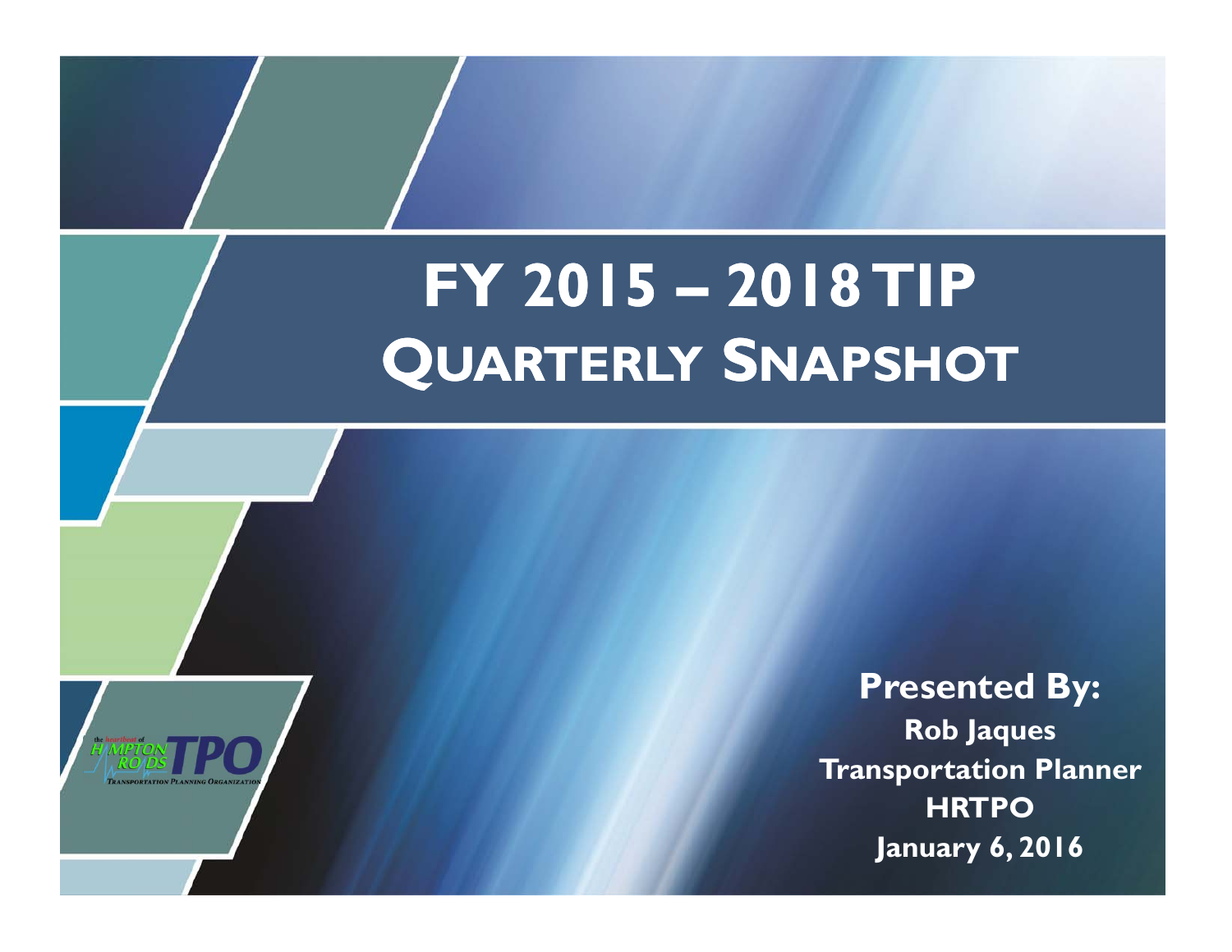# FY 2015 – 2018 TIP
# QUARTERLY SNAPSHOT

**Presented By:**

**Rob Jaques**

**Transportation Planner**

**HRTPO**

**January 6, 2016**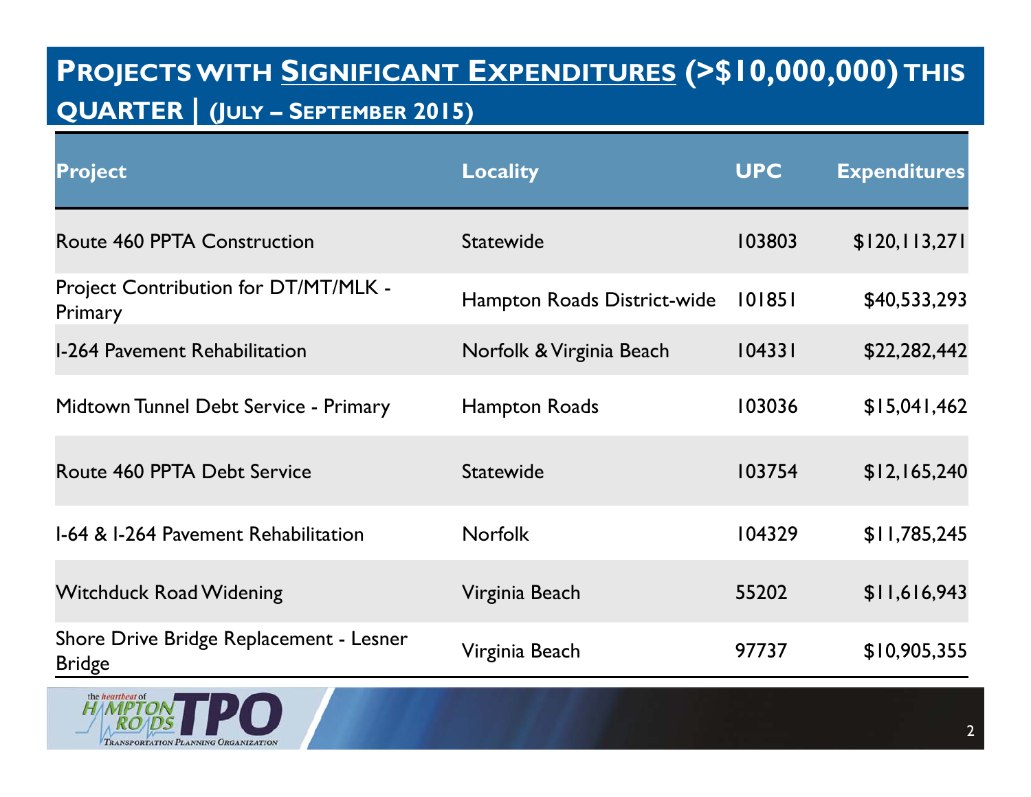# Projects with Significant Expenditures (>$10,000,000) this quarter | (July – September 2015)

| Project | Locality | UPC | Expenditures |
|---|---|---|---|
| Route 460 PPTA Construction | Statewide | 103803 | $120,113,271 |
| Project Contribution for DT/MT/MLK - Primary | Hampton Roads District-wide | 101851 | $40,533,293 |
| I-264 Pavement Rehabilitation | Norfolk & Virginia Beach | 104331 | $22,282,442 |
| Midtown Tunnel Debt Service - Primary | Hampton Roads | 103036 | $15,041,462 |
| Route 460 PPTA Debt Service | Statewide | 103754 | $12,165,240 |
| I-64 & I-264 Pavement Rehabilitation | Norfolk | 104329 | $11,785,245 |
| Witchduck Road Widening | Virginia Beach | 55202 | $11,616,943 |
| Shore Drive Bridge Replacement - Lesner Bridge | Virginia Beach | 97737 | $10,905,355 |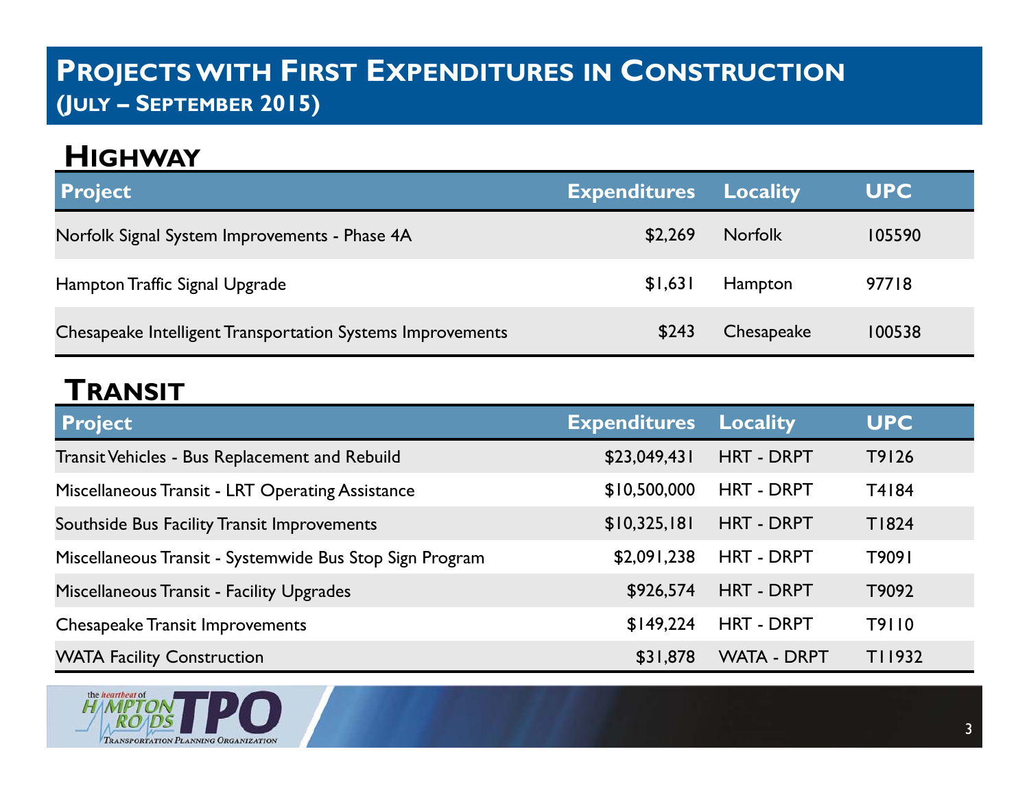# Projects with First Expenditures in Construction
## (July – September 2015)

## Highway

| Project | Expenditures | Locality | UPC |
|---|---|---|---|
| Norfolk Signal System Improvements - Phase 4A | $2,269 | Norfolk | 105590 |
| Hampton Traffic Signal Upgrade | $1,631 | Hampton | 97718 |
| Chesapeake Intelligent Transportation Systems Improvements | $243 | Chesapeake | 100538 |

## Transit

| Project | Expenditures | Locality | UPC |
|---|---|---|---|
| Transit Vehicles - Bus Replacement and Rebuild | $23,049,431 | HRT - DRPT | T9126 |
| Miscellaneous Transit - LRT Operating Assistance | $10,500,000 | HRT - DRPT | T4184 |
| Southside Bus Facility Transit Improvements | $10,325,181 | HRT - DRPT | T1824 |
| Miscellaneous Transit - Systemwide Bus Stop Sign Program | $2,091,238 | HRT - DRPT | T9091 |
| Miscellaneous Transit - Facility Upgrades | $926,574 | HRT - DRPT | T9092 |
| Chesapeake Transit Improvements | $149,224 | HRT - DRPT | T9110 |
| WATA Facility Construction | $31,878 | WATA - DRPT | T11932 |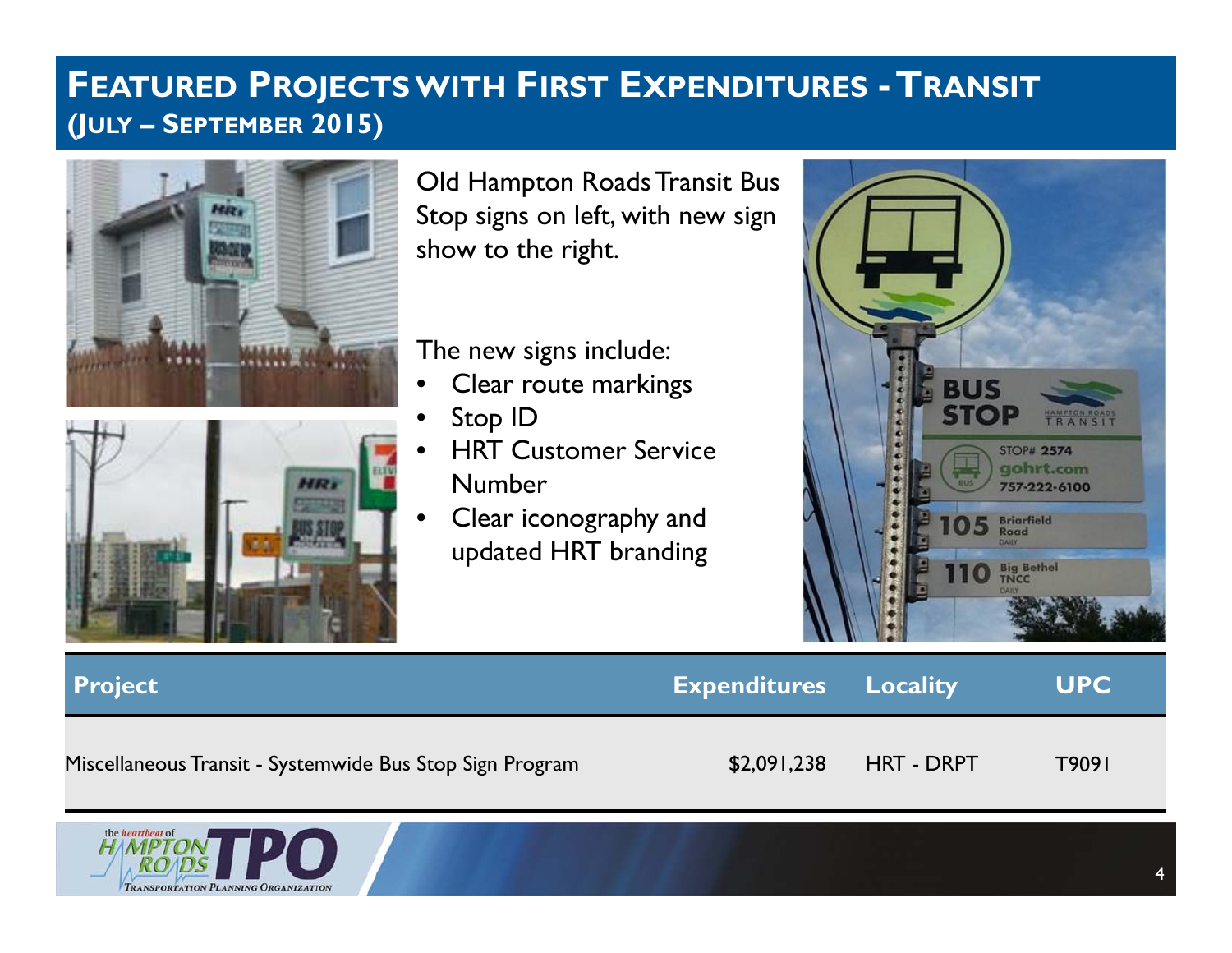# FEATURED PROJECTS WITH FIRST EXPENDITURES - TRANSIT (JULY – SEPTEMBER 2015)

Old Hampton Roads Transit Bus Stop signs on left, with new sign show to the right.

The new signs include:

- Clear route markings
- Stop ID
- HRT Customer Service Number
- Clear iconography and updated HRT branding

| Project | Expenditures | Locality | UPC |
|---|---|---|---|
| Miscellaneous Transit - Systemwide Bus Stop Sign Program | $2,091,238 | HRT - DRPT | T9091 |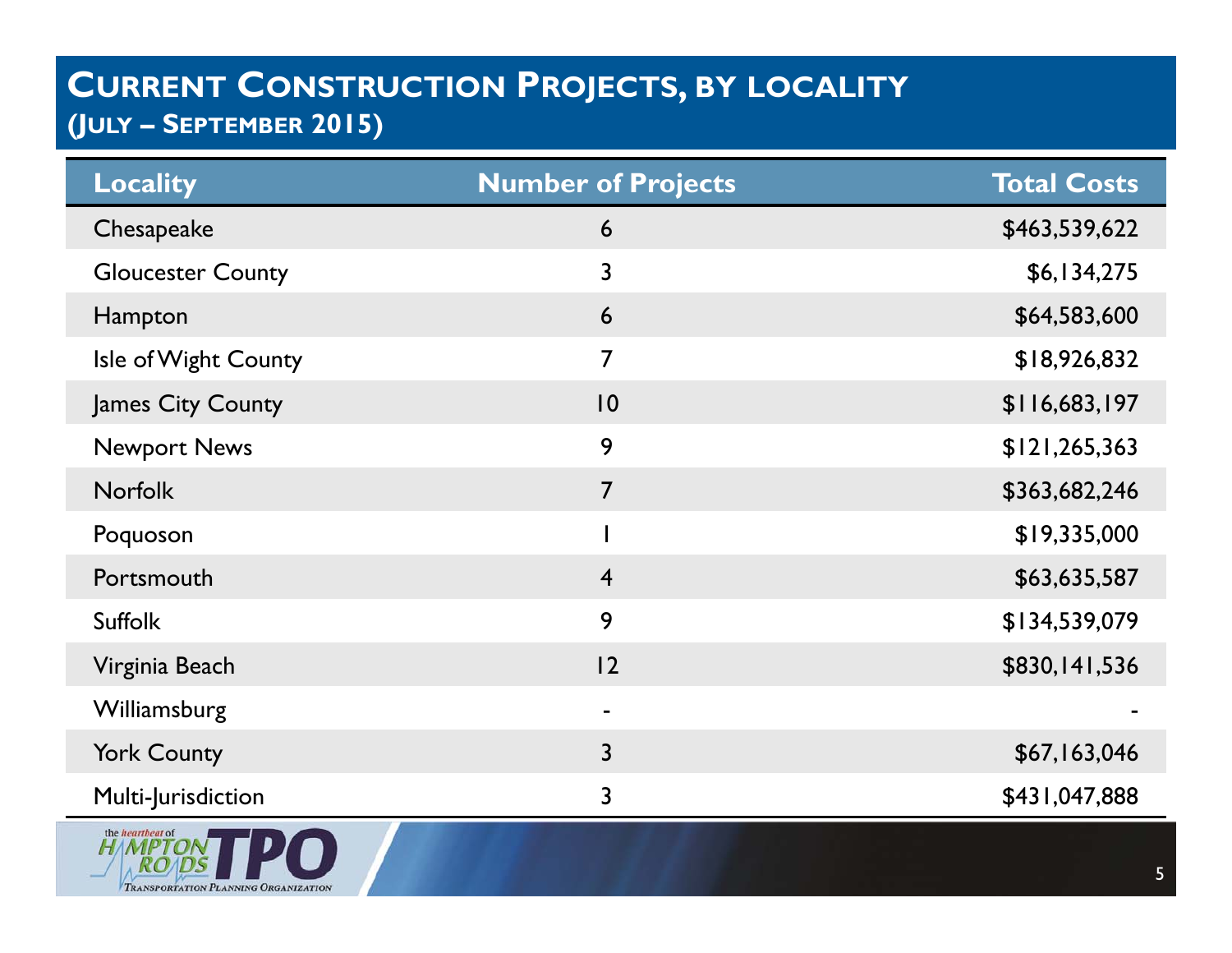# Current Construction Projects, by locality
## (July – September 2015)

| Locality | Number of Projects | Total Costs |
|---|---|---|
| Chesapeake | 6 | $463,539,622 |
| Gloucester County | 3 | $6,134,275 |
| Hampton | 6 | $64,583,600 |
| Isle of Wight County | 7 | $18,926,832 |
| James City County | 10 | $116,683,197 |
| Newport News | 9 | $121,265,363 |
| Norfolk | 7 | $363,682,246 |
| Poquoson | 1 | $19,335,000 |
| Portsmouth | 4 | $63,635,587 |
| Suffolk | 9 | $134,539,079 |
| Virginia Beach | 12 | $830,141,536 |
| Williamsburg | - | - |
| York County | 3 | $67,163,046 |
| Multi-Jurisdiction | 3 | $431,047,888 |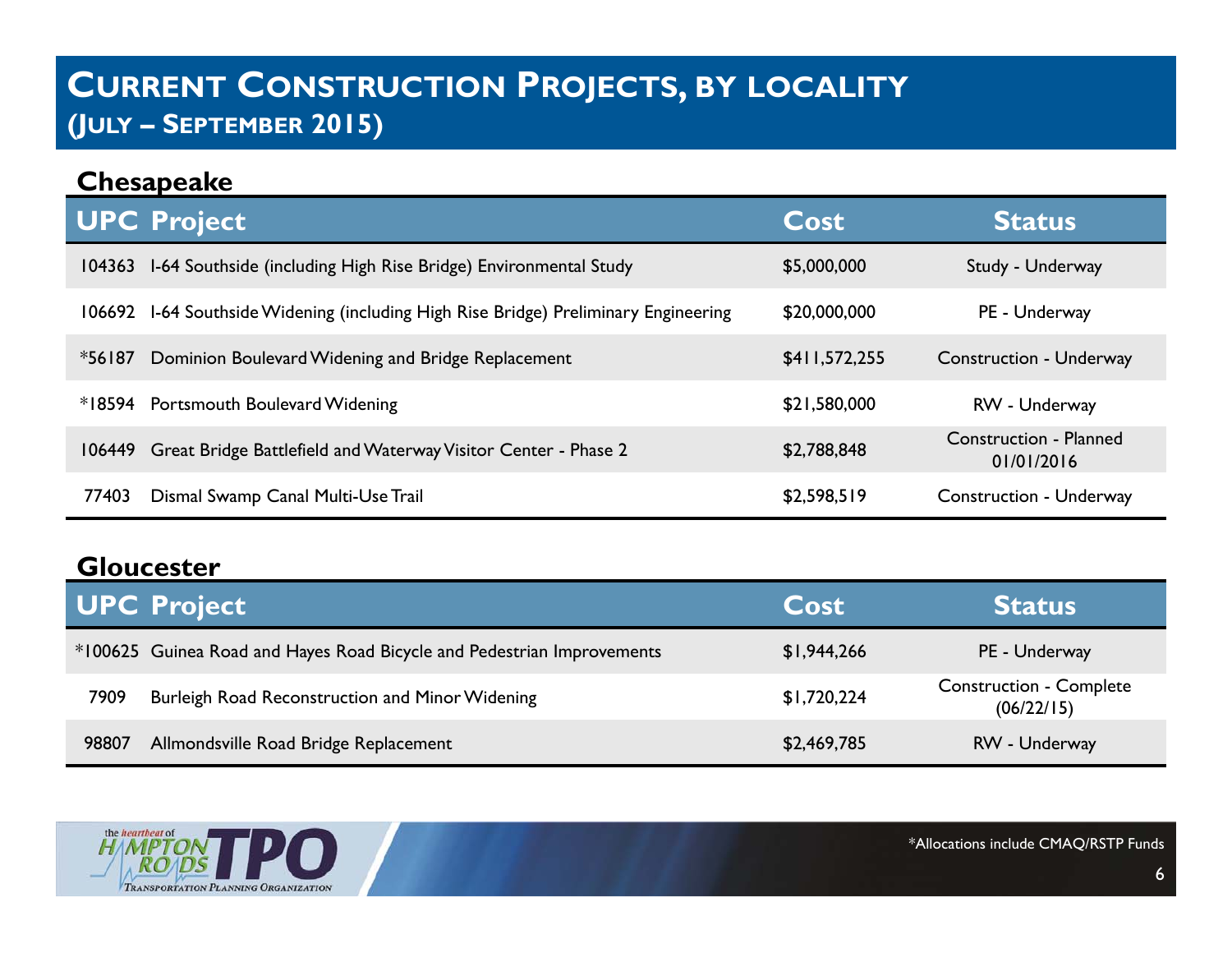# Current Construction Projects, by locality (July – September 2015)

## Chesapeake

| UPC | Project | Cost | Status |
|---|---|---|---|
| 104363 | I-64 Southside (including High Rise Bridge) Environmental Study | $5,000,000 | Study - Underway |
| 106692 | I-64 Southside Widening (including High Rise Bridge) Preliminary Engineering | $20,000,000 | PE - Underway |
| *56187 | Dominion Boulevard Widening and Bridge Replacement | $411,572,255 | Construction - Underway |
| *18594 | Portsmouth Boulevard Widening | $21,580,000 | RW - Underway |
| 106449 | Great Bridge Battlefield and Waterway Visitor Center - Phase 2 | $2,788,848 | Construction - Planned 01/01/2016 |
| 77403 | Dismal Swamp Canal Multi-Use Trail | $2,598,519 | Construction - Underway |

## Gloucester

| UPC | Project | Cost | Status |
|---|---|---|---|
| *100625 | Guinea Road and Hayes Road Bicycle and Pedestrian Improvements | $1,944,266 | PE - Underway |
| 7909 | Burleigh Road Reconstruction and Minor Widening | $1,720,224 | Construction - Complete (06/22/15) |
| 98807 | Allmondsville Road Bridge Replacement | $2,469,785 | RW - Underway |

*Allocations include CMAQ/RSTP Funds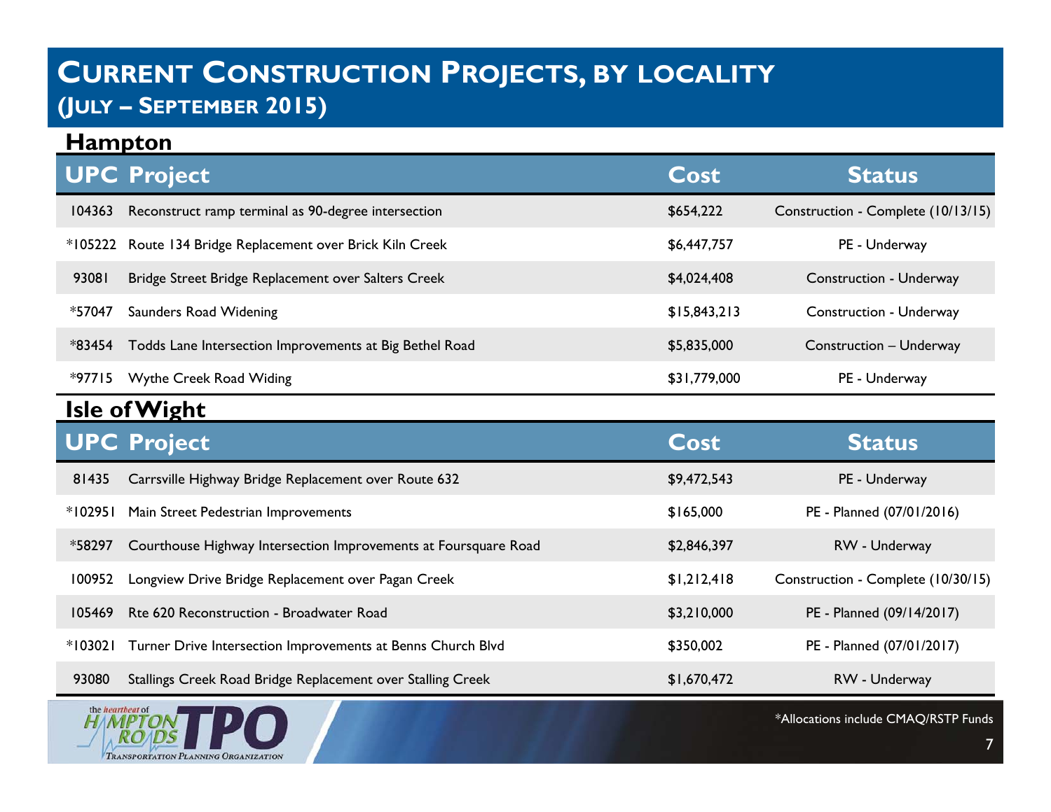# Current Construction Projects, by locality
## (July – September 2015)

### Hampton

| UPC | Project | Cost | Status |
|---|---|---|---|
| 104363 | Reconstruct ramp terminal as 90-degree intersection | $654,222 | Construction - Complete (10/13/15) |
| *105222 | Route 134 Bridge Replacement over Brick Kiln Creek | $6,447,757 | PE - Underway |
| 93081 | Bridge Street Bridge Replacement over Salters Creek | $4,024,408 | Construction - Underway |
| *57047 | Saunders Road Widening | $15,843,213 | Construction - Underway |
| *83454 | Todds Lane Intersection Improvements at Big Bethel Road | $5,835,000 | Construction – Underway |
| *97715 | Wythe Creek Road Widing | $31,779,000 | PE - Underway |

### Isle of Wight

| UPC | Project | Cost | Status |
|---|---|---|---|
| 81435 | Carrsville Highway Bridge Replacement over Route 632 | $9,472,543 | PE - Underway |
| *102951 | Main Street Pedestrian Improvements | $165,000 | PE - Planned (07/01/2016) |
| *58297 | Courthouse Highway Intersection Improvements at Foursquare Road | $2,846,397 | RW - Underway |
| 100952 | Longview Drive Bridge Replacement over Pagan Creek | $1,212,418 | Construction - Complete (10/30/15) |
| 105469 | Rte 620 Reconstruction - Broadwater Road | $3,210,000 | PE - Planned (09/14/2017) |
| *103021 | Turner Drive Intersection Improvements at Benns Church Blvd | $350,002 | PE - Planned (07/01/2017) |
| 93080 | Stallings Creek Road Bridge Replacement over Stalling Creek | $1,670,472 | RW - Underway |

*Allocations include CMAQ/RSTP Funds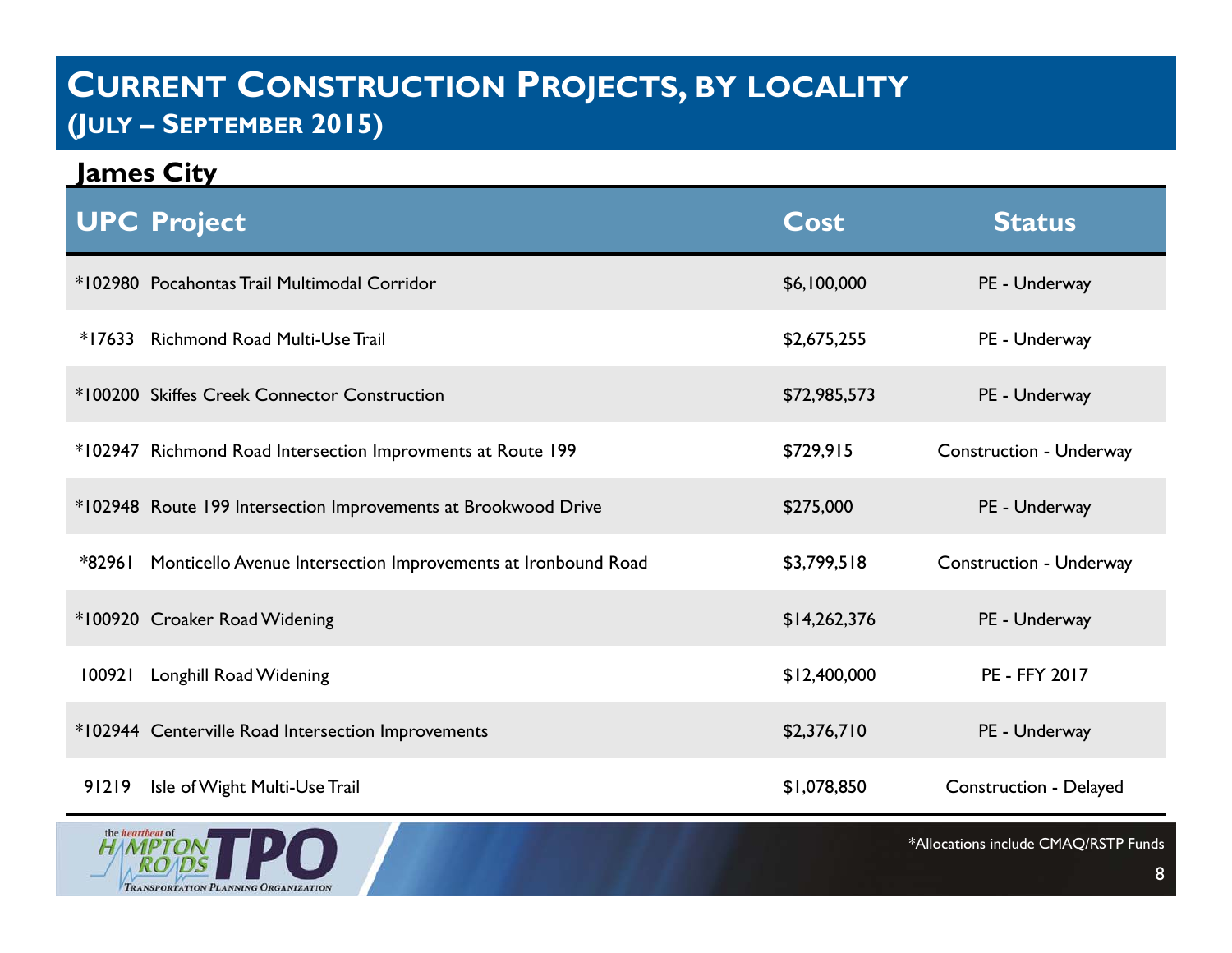# Current Construction Projects, by locality (July – September 2015)

## James City

| UPC | Project | Cost | Status |
|---|---|---|---|
| *102980 | Pocahontas Trail Multimodal Corridor | $6,100,000 | PE - Underway |
| *17633 | Richmond Road Multi-Use Trail | $2,675,255 | PE - Underway |
| *100200 | Skiffes Creek Connector Construction | $72,985,573 | PE - Underway |
| *102947 | Richmond Road Intersection Improvments at Route 199 | $729,915 | Construction - Underway |
| *102948 | Route 199 Intersection Improvements at Brookwood Drive | $275,000 | PE - Underway |
| *82961 | Monticello Avenue Intersection Improvements at Ironbound Road | $3,799,518 | Construction - Underway |
| *100920 | Croaker Road Widening | $14,262,376 | PE - Underway |
| 100921 | Longhill Road Widening | $12,400,000 | PE - FFY 2017 |
| *102944 | Centerville Road Intersection Improvements | $2,376,710 | PE - Underway |
| 91219 | Isle of Wight Multi-Use Trail | $1,078,850 | Construction - Delayed |

*Allocations include CMAQ/RSTP Funds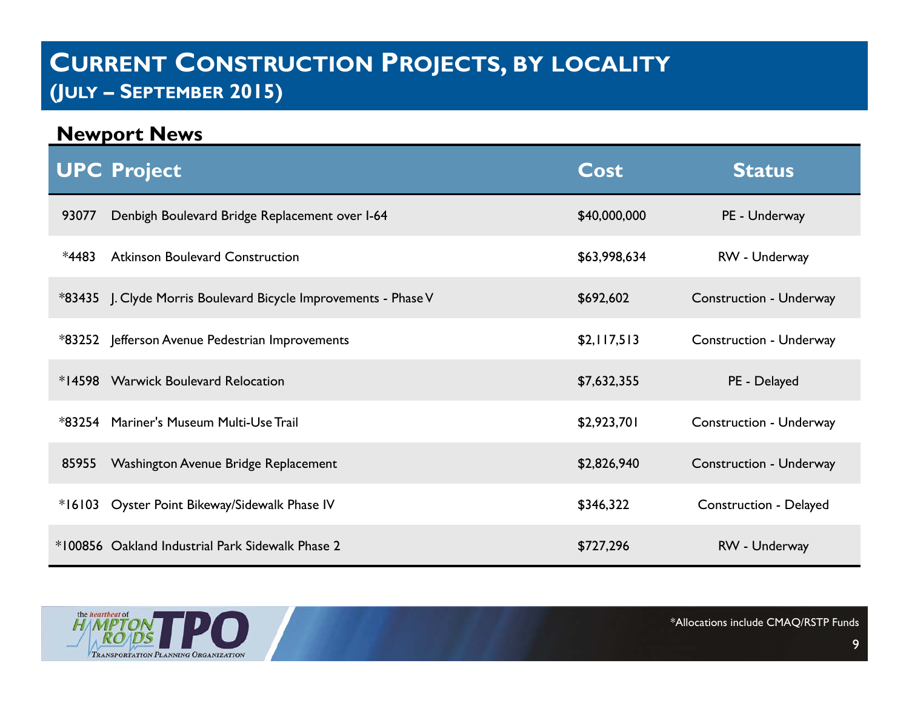# Current Construction Projects, by locality (July – September 2015)

## Newport News

| UPC | Project | Cost | Status |
|---|---|---|---|
| 93077 | Denbigh Boulevard Bridge Replacement over I-64 | $40,000,000 | PE - Underway |
| *4483 | Atkinson Boulevard Construction | $63,998,634 | RW - Underway |
| *83435 | J. Clyde Morris Boulevard Bicycle Improvements - Phase V | $692,602 | Construction - Underway |
| *83252 | Jefferson Avenue Pedestrian Improvements | $2,117,513 | Construction - Underway |
| *14598 | Warwick Boulevard Relocation | $7,632,355 | PE - Delayed |
| *83254 | Mariner's Museum Multi-Use Trail | $2,923,701 | Construction - Underway |
| 85955 | Washington Avenue Bridge Replacement | $2,826,940 | Construction - Underway |
| *16103 | Oyster Point Bikeway/Sidewalk Phase IV | $346,322 | Construction - Delayed |
| *100856 | Oakland Industrial Park Sidewalk Phase 2 | $727,296 | RW - Underway |

*Allocations include CMAQ/RSTP Funds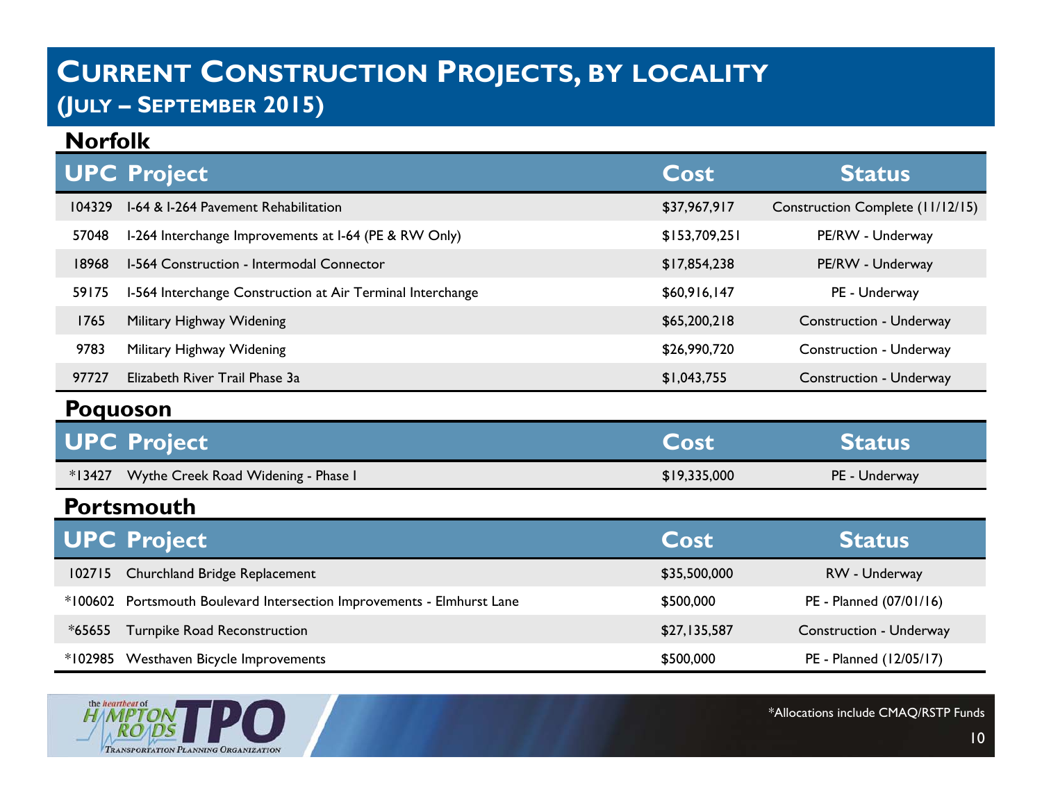# Current Construction Projects, by locality (July – September 2015)

## Norfolk

| UPC | Project | Cost | Status |
|---|---|---|---|
| 104329 | I-64 & I-264 Pavement Rehabilitation | $37,967,917 | Construction Complete (11/12/15) |
| 57048 | I-264 Interchange Improvements at I-64 (PE & RW Only) | $153,709,251 | PE/RW - Underway |
| 18968 | I-564 Construction - Intermodal Connector | $17,854,238 | PE/RW - Underway |
| 59175 | I-564 Interchange Construction at Air Terminal Interchange | $60,916,147 | PE - Underway |
| 1765 | Military Highway Widening | $65,200,218 | Construction - Underway |
| 9783 | Military Highway Widening | $26,990,720 | Construction - Underway |
| 97727 | Elizabeth River Trail Phase 3a | $1,043,755 | Construction - Underway |

## Poquoson

| UPC | Project | Cost | Status |
|---|---|---|---|
| *13427 | Wythe Creek Road Widening - Phase I | $19,335,000 | PE - Underway |

## Portsmouth

| UPC | Project | Cost | Status |
|---|---|---|---|
| 102715 | Churchland Bridge Replacement | $35,500,000 | RW - Underway |
| *100602 | Portsmouth Boulevard Intersection Improvements - Elmhurst Lane | $500,000 | PE - Planned (07/01/16) |
| *65655 | Turnpike Road Reconstruction | $27,135,587 | Construction - Underway |
| *102985 | Westhaven Bicycle Improvements | $500,000 | PE - Planned (12/05/17) |

*Allocations include CMAQ/RSTP Funds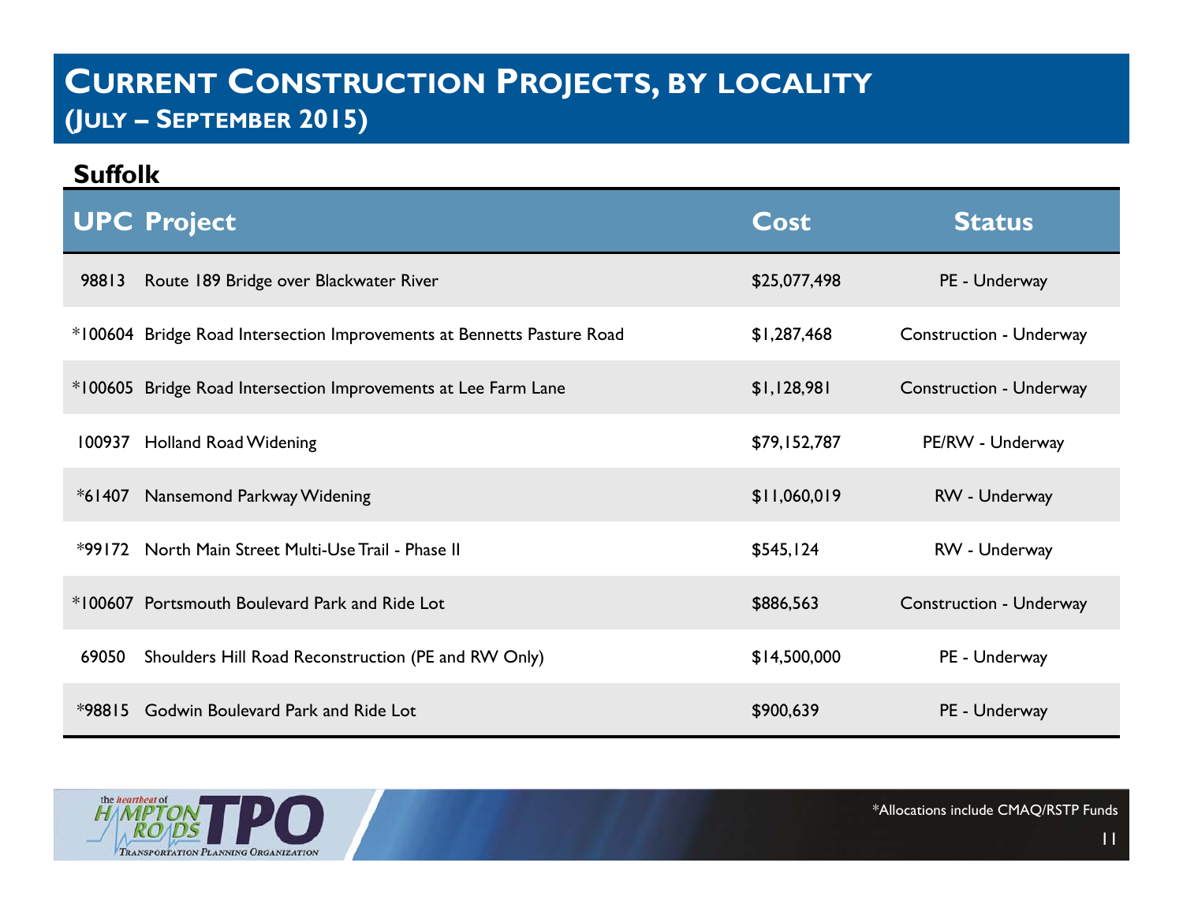# Current Construction Projects, by locality (July – September 2015)

## Suffolk

| UPC | Project | Cost | Status |
|---|---|---|---|
| 98813 | Route 189 Bridge over Blackwater River | $25,077,498 | PE - Underway |
| *100604 | Bridge Road Intersection Improvements at Bennetts Pasture Road | $1,287,468 | Construction - Underway |
| *100605 | Bridge Road Intersection Improvements at Lee Farm Lane | $1,128,981 | Construction - Underway |
| 100937 | Holland Road Widening | $79,152,787 | PE/RW - Underway |
| *61407 | Nansemond Parkway Widening | $11,060,019 | RW - Underway |
| *99172 | North Main Street Multi-Use Trail - Phase II | $545,124 | RW - Underway |
| *100607 | Portsmouth Boulevard Park and Ride Lot | $886,563 | Construction - Underway |
| 69050 | Shoulders Hill Road Reconstruction (PE and RW Only) | $14,500,000 | PE - Underway |
| *98815 | Godwin Boulevard Park and Ride Lot | $900,639 | PE - Underway |

*Allocations include CMAQ/RSTP Funds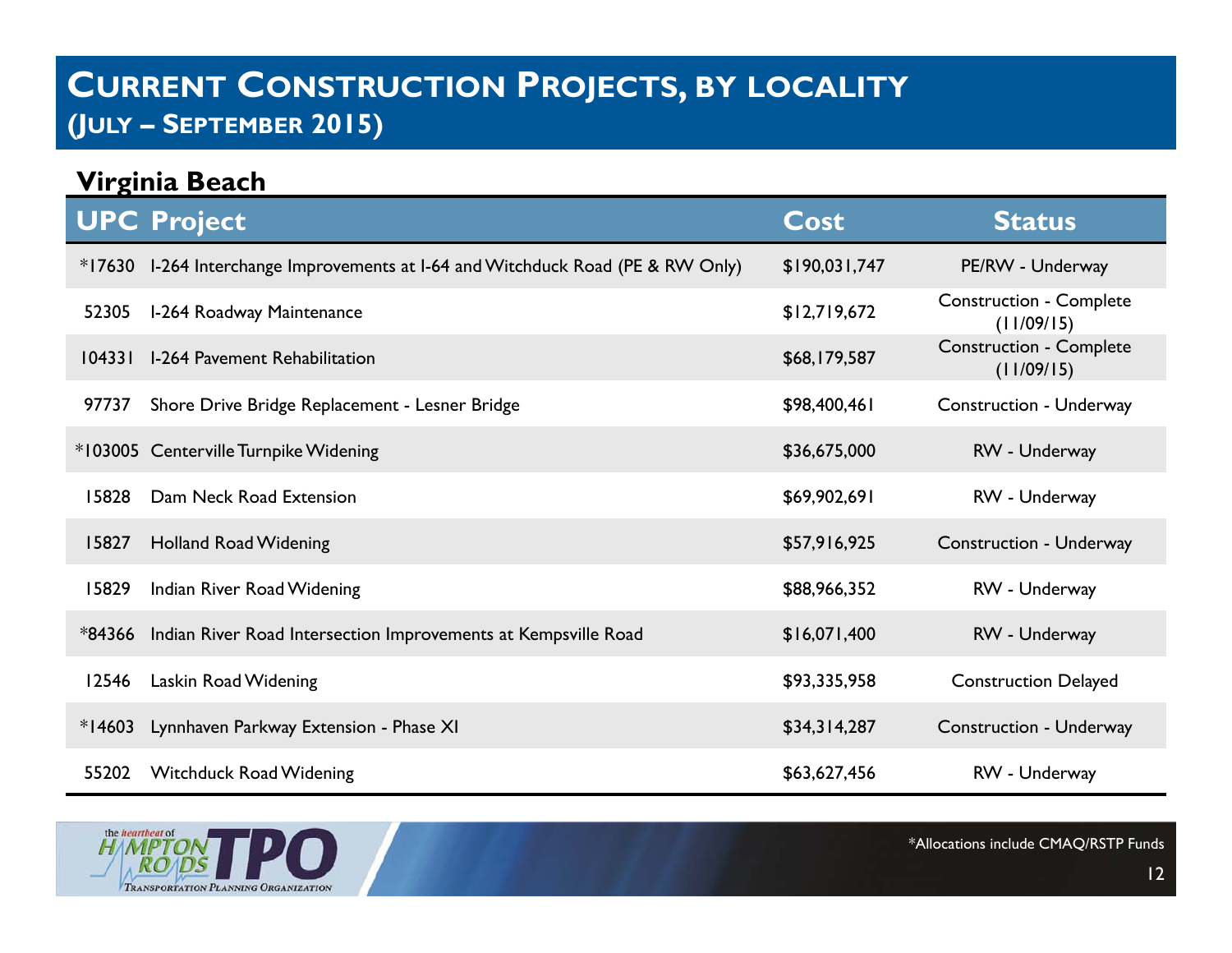# Current Construction Projects, by locality (July – September 2015)

## Virginia Beach

| UPC | Project | Cost | Status |
|---|---|---|---|
| *17630 | I-264 Interchange Improvements at I-64 and Witchduck Road (PE & RW Only) | $190,031,747 | PE/RW - Underway |
| 52305 | I-264 Roadway Maintenance | $12,719,672 | Construction - Complete (11/09/15) |
| 104331 | I-264 Pavement Rehabilitation | $68,179,587 | Construction - Complete (11/09/15) |
| 97737 | Shore Drive Bridge Replacement - Lesner Bridge | $98,400,461 | Construction - Underway |
| *103005 | Centerville Turnpike Widening | $36,675,000 | RW - Underway |
| 15828 | Dam Neck Road Extension | $69,902,691 | RW - Underway |
| 15827 | Holland Road Widening | $57,916,925 | Construction - Underway |
| 15829 | Indian River Road Widening | $88,966,352 | RW - Underway |
| *84366 | Indian River Road Intersection Improvements at Kempsville Road | $16,071,400 | RW - Underway |
| 12546 | Laskin Road Widening | $93,335,958 | Construction Delayed |
| *14603 | Lynnhaven Parkway Extension - Phase XI | $34,314,287 | Construction - Underway |
| 55202 | Witchduck Road Widening | $63,627,456 | RW - Underway |

*Allocations include CMAQ/RSTP Funds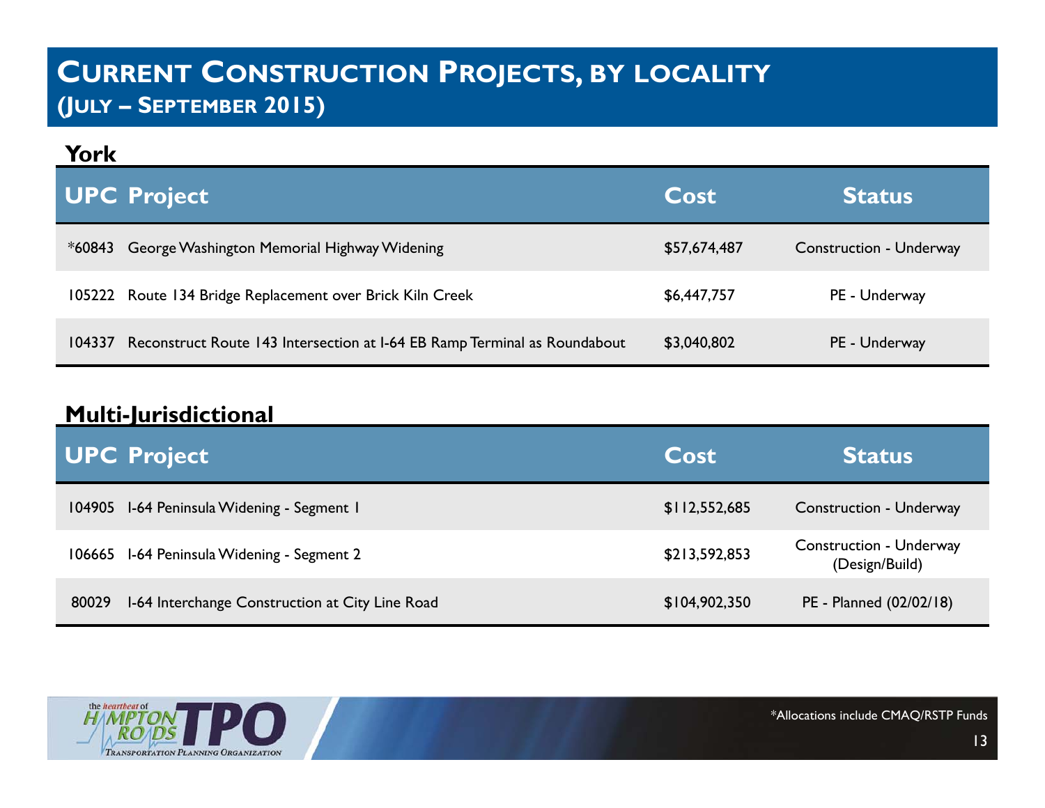# Current Construction Projects, by locality (July – September 2015)

## York

| UPC | Project | Cost | Status |
|---|---|---|---|
| *60843 | George Washington Memorial Highway Widening | $57,674,487 | Construction - Underway |
| 105222 | Route 134 Bridge Replacement over Brick Kiln Creek | $6,447,757 | PE - Underway |
| 104337 | Reconstruct Route 143 Intersection at I-64 EB Ramp Terminal as Roundabout | $3,040,802 | PE - Underway |

## Multi-Jurisdictional

| UPC | Project | Cost | Status |
|---|---|---|---|
| 104905 | I-64 Peninsula Widening - Segment 1 | $112,552,685 | Construction - Underway |
| 106665 | I-64 Peninsula Widening - Segment 2 | $213,592,853 | Construction - Underway (Design/Build) |
| 80029 | I-64 Interchange Construction at City Line Road | $104,902,350 | PE - Planned (02/02/18) |

*Allocations include CMAQ/RSTP Funds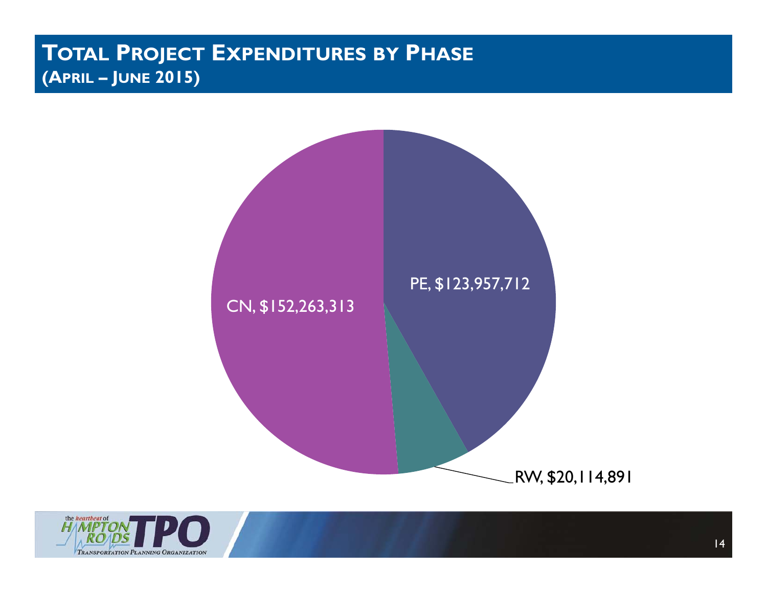# Total Project Expenditures by Phase
## (April – June 2015)

CN, $152,263,313

PE, $123,957,712

RW, $20,114,891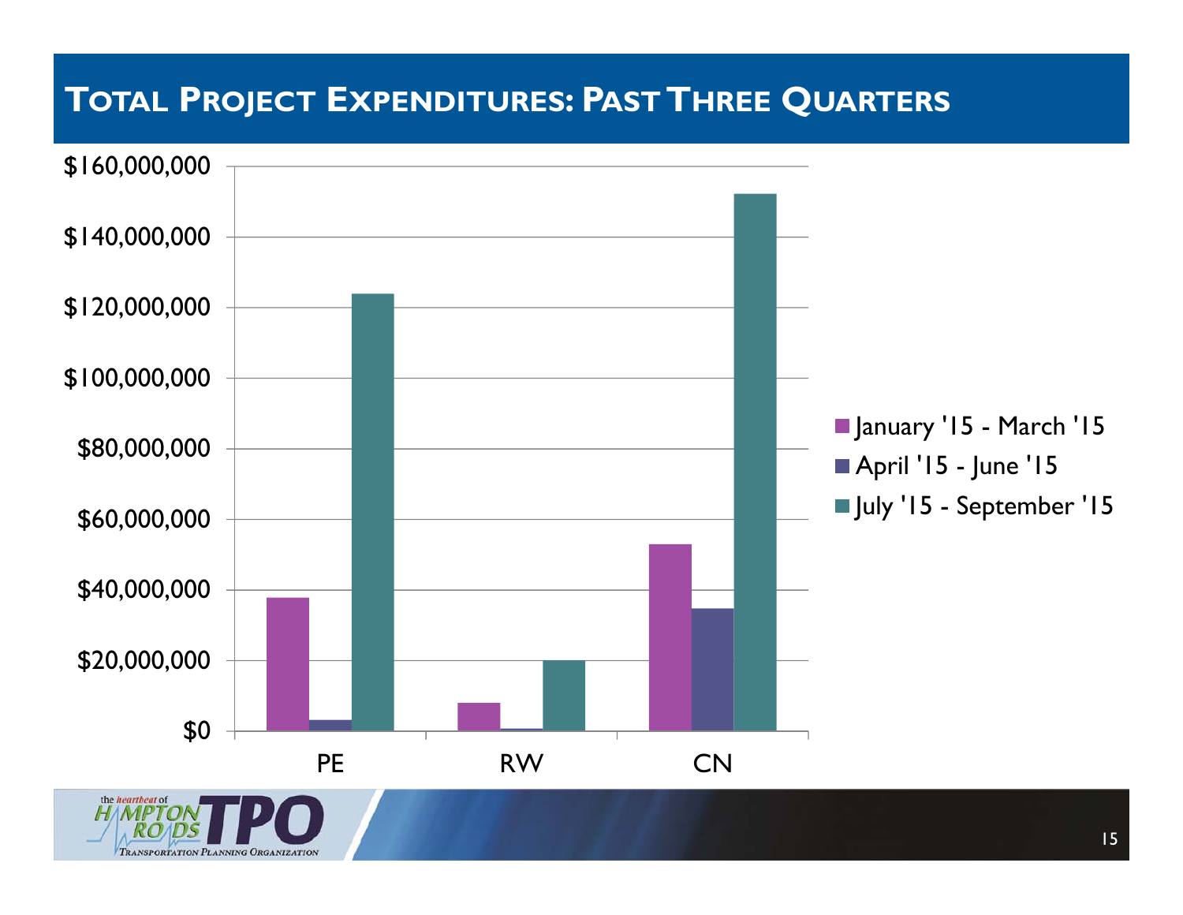# Total Project Expenditures: Past Three Quarters

$160,000,000
$140,000,000
$120,000,000
$100,000,000
$80,000,000
$60,000,000
$40,000,000
$20,000,000
$0

PE RW CN

- January '15 - March '15
- April '15 - June '15
- July '15 - September '15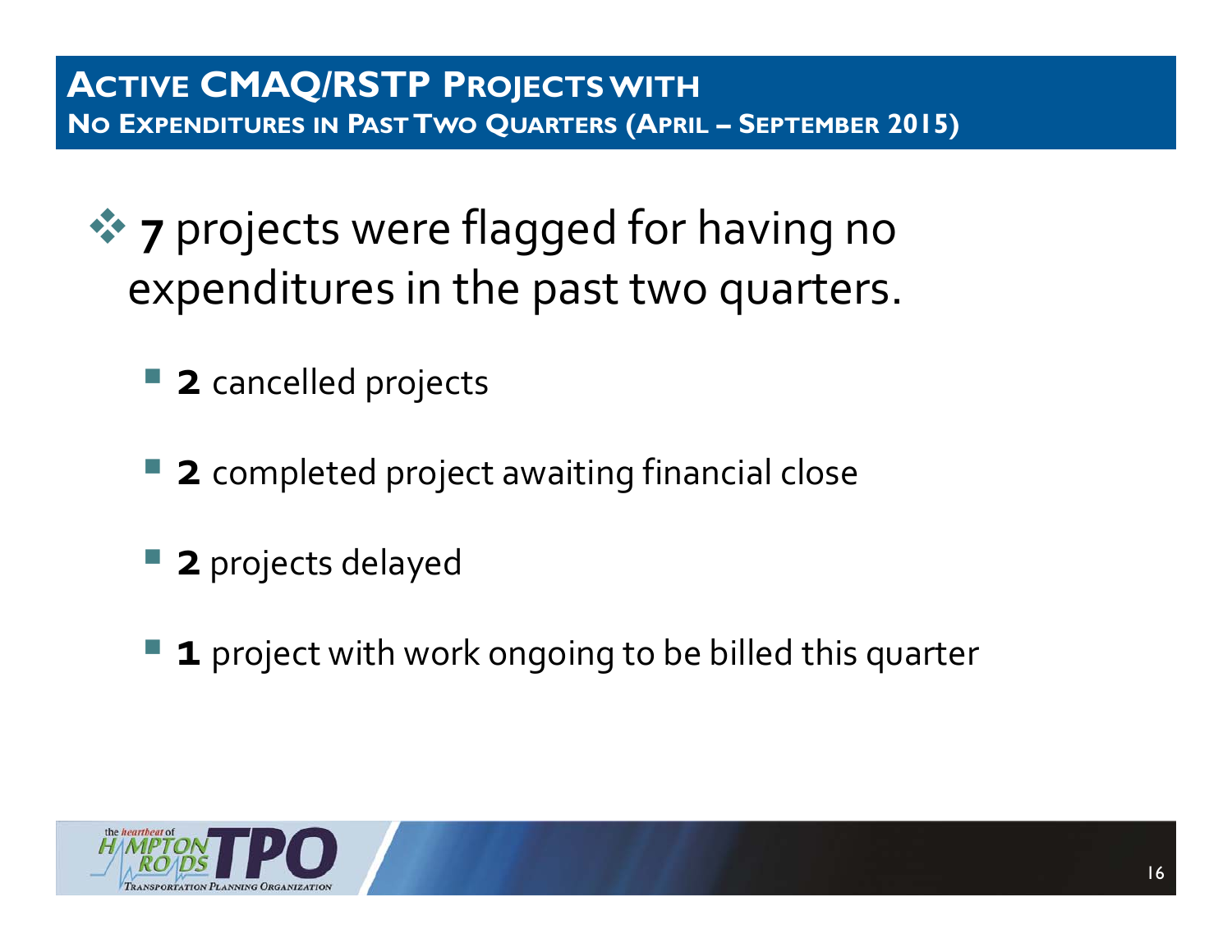# Active CMAQ/RSTP Projects with No Expenditures in Past Two Quarters (April – September 2015)

- **7** projects were flagged for having no expenditures in the past two quarters.
  - **2** cancelled projects
  - **2** completed project awaiting financial close
  - **2** projects delayed
  - **1** project with work ongoing to be billed this quarter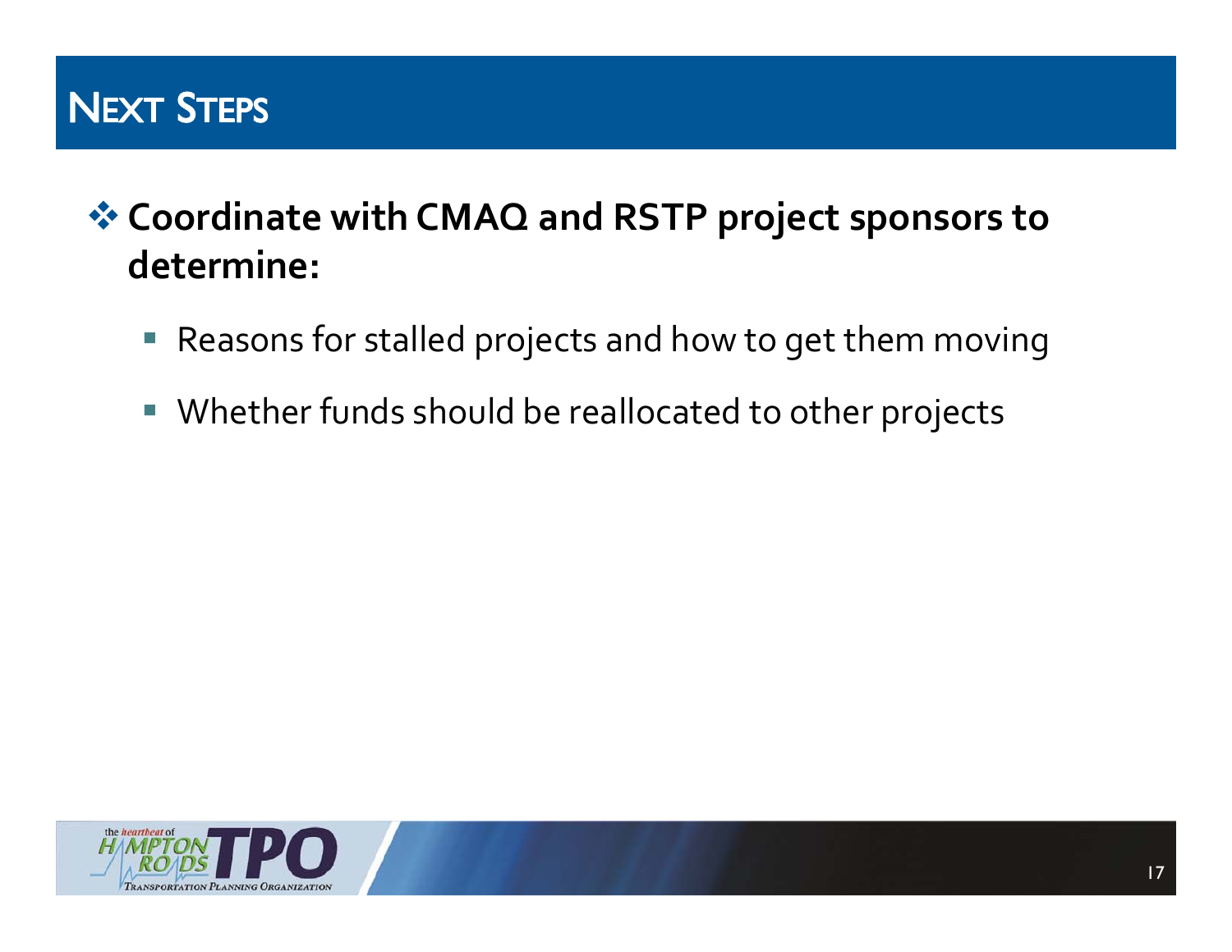# NEXT STEPS

- **Coordinate with CMAQ and RSTP project sponsors to determine:**
  - Reasons for stalled projects and how to get them moving
  - Whether funds should be reallocated to other projects